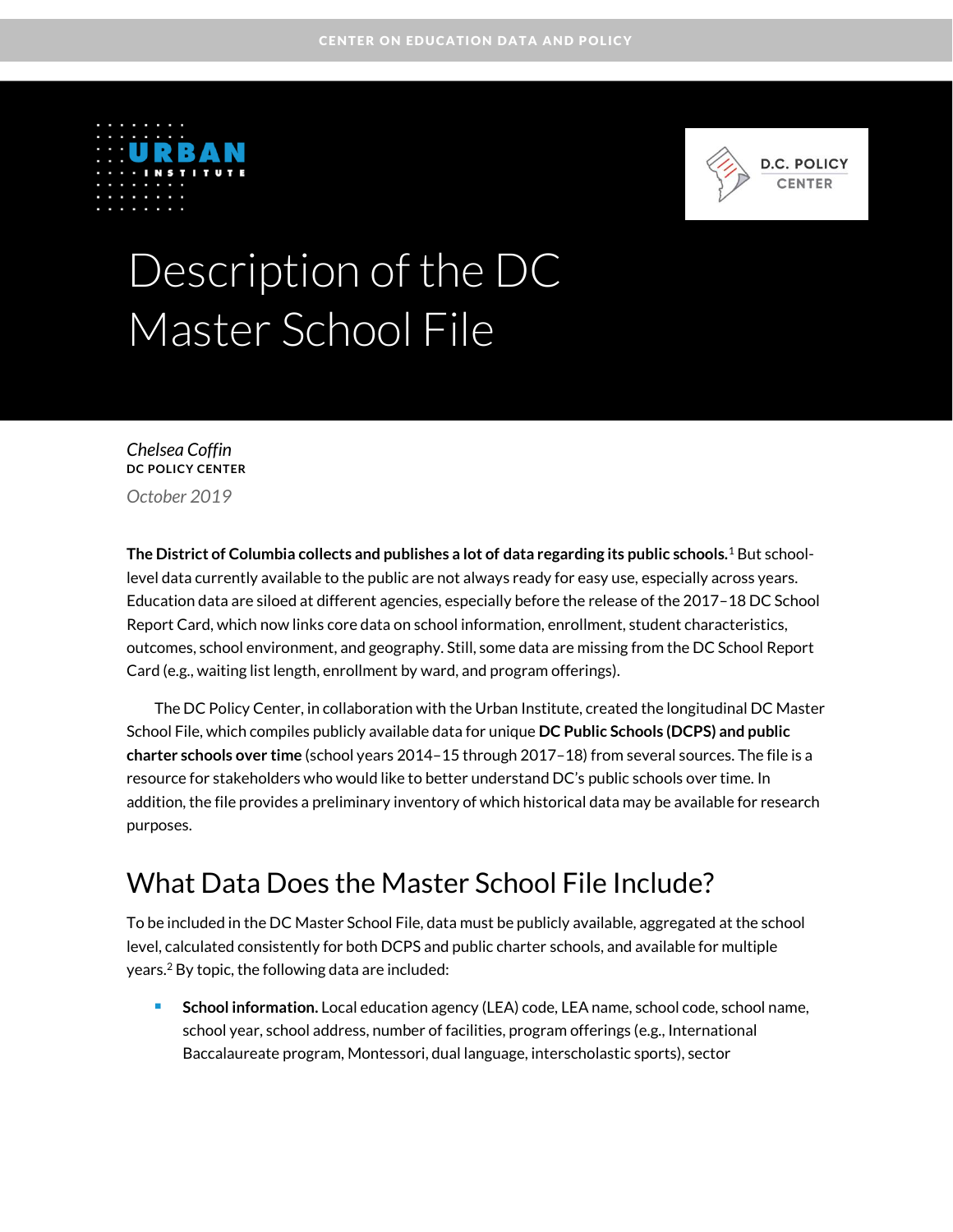CENTER ON EDUCATION DATA AND POLICY

URBAN INSTITUTE

D.C. POLICY CENTER

# Description of the DC Master School File

*Chelsea Coffin*
**DC POLICY CENTER**
*October 2019*

**The District of Columbia collects and publishes a lot of data regarding its public schools.**[1] But school-level data currently available to the public are not always ready for easy use, especially across years. Education data are siloed at different agencies, especially before the release of the 2017–18 DC School Report Card, which now links core data on school information, enrollment, student characteristics, outcomes, school environment, and geography. Still, some data are missing from the DC School Report Card (e.g., waiting list length, enrollment by ward, and program offerings).

The DC Policy Center, in collaboration with the Urban Institute, created the longitudinal DC Master School File, which compiles publicly available data for unique **DC Public Schools (DCPS) and public charter schools over time** (school years 2014–15 through 2017–18) from several sources. The file is a resource for stakeholders who would like to better understand DC's public schools over time. In addition, the file provides a preliminary inventory of which historical data may be available for research purposes.

## What Data Does the Master School File Include?

To be included in the DC Master School File, data must be publicly available, aggregated at the school level, calculated consistently for both DCPS and public charter schools, and available for multiple years.[2] By topic, the following data are included:

- **School information.** Local education agency (LEA) code, LEA name, school code, school name, school year, school address, number of facilities, program offerings (e.g., International Baccalaureate program, Montessori, dual language, interscholastic sports), sector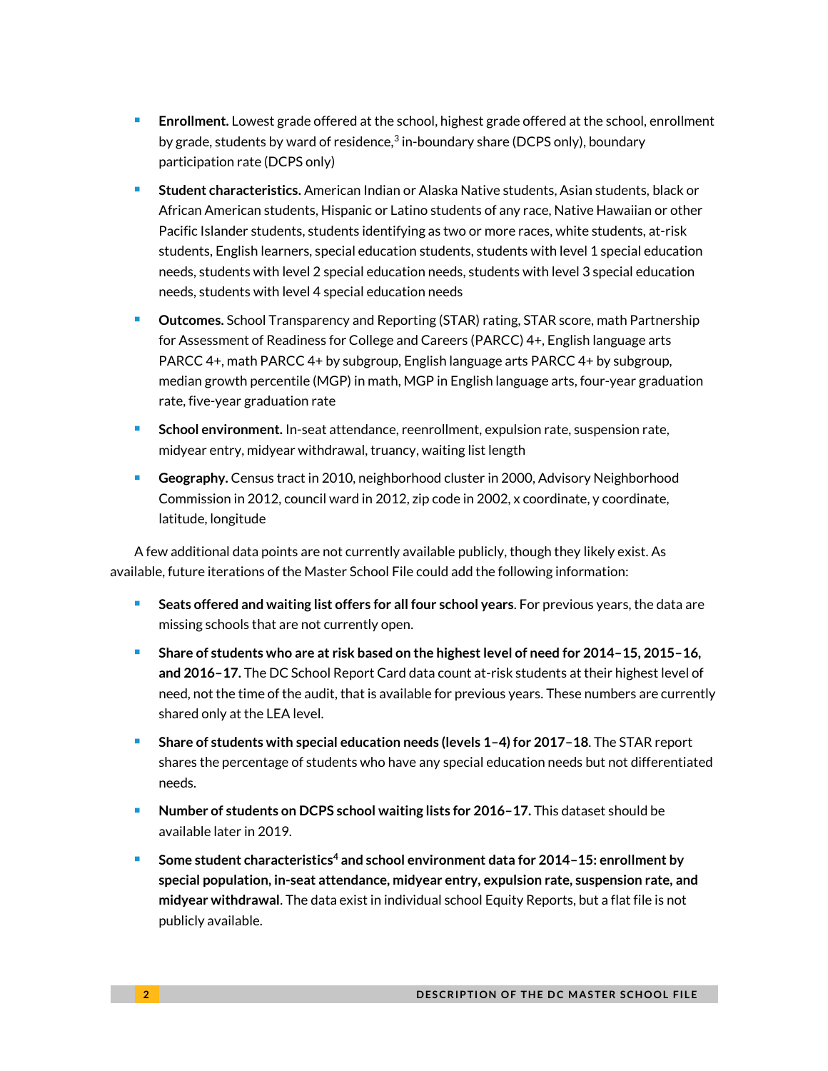- **Enrollment.** Lowest grade offered at the school, highest grade offered at the school, enrollment by grade, students by ward of residence,[3] in-boundary share (DCPS only), boundary participation rate (DCPS only)
- **Student characteristics.** American Indian or Alaska Native students, Asian students, black or African American students, Hispanic or Latino students of any race, Native Hawaiian or other Pacific Islander students, students identifying as two or more races, white students, at-risk students, English learners, special education students, students with level 1 special education needs, students with level 2 special education needs, students with level 3 special education needs, students with level 4 special education needs
- **Outcomes.** School Transparency and Reporting (STAR) rating, STAR score, math Partnership for Assessment of Readiness for College and Careers (PARCC) 4+, English language arts PARCC 4+, math PARCC 4+ by subgroup, English language arts PARCC 4+ by subgroup, median growth percentile (MGP) in math, MGP in English language arts, four-year graduation rate, five-year graduation rate
- **School environment.** In-seat attendance, reenrollment, expulsion rate, suspension rate, midyear entry, midyear withdrawal, truancy, waiting list length
- **Geography.** Census tract in 2010, neighborhood cluster in 2000, Advisory Neighborhood Commission in 2012, council ward in 2012, zip code in 2002, x coordinate, y coordinate, latitude, longitude

A few additional data points are not currently available publicly, though they likely exist. As available, future iterations of the Master School File could add the following information:

- **Seats offered and waiting list offers for all four school years**. For previous years, the data are missing schools that are not currently open.
- **Share of students who are at risk based on the highest level of need for 2014–15, 2015–16, and 2016–17.** The DC School Report Card data count at-risk students at their highest level of need, not the time of the audit, that is available for previous years. These numbers are currently shared only at the LEA level.
- **Share of students with special education needs (levels 1–4) for 2017–18**. The STAR report shares the percentage of students who have any special education needs but not differentiated needs.
- **Number of students on DCPS school waiting lists for 2016–17.** This dataset should be available later in 2019.
- **Some student characteristics[4] and school environment data for 2014–15: enrollment by special population, in-seat attendance, midyear entry, expulsion rate, suspension rate, and midyear withdrawal**. The data exist in individual school Equity Reports, but a flat file is not publicly available.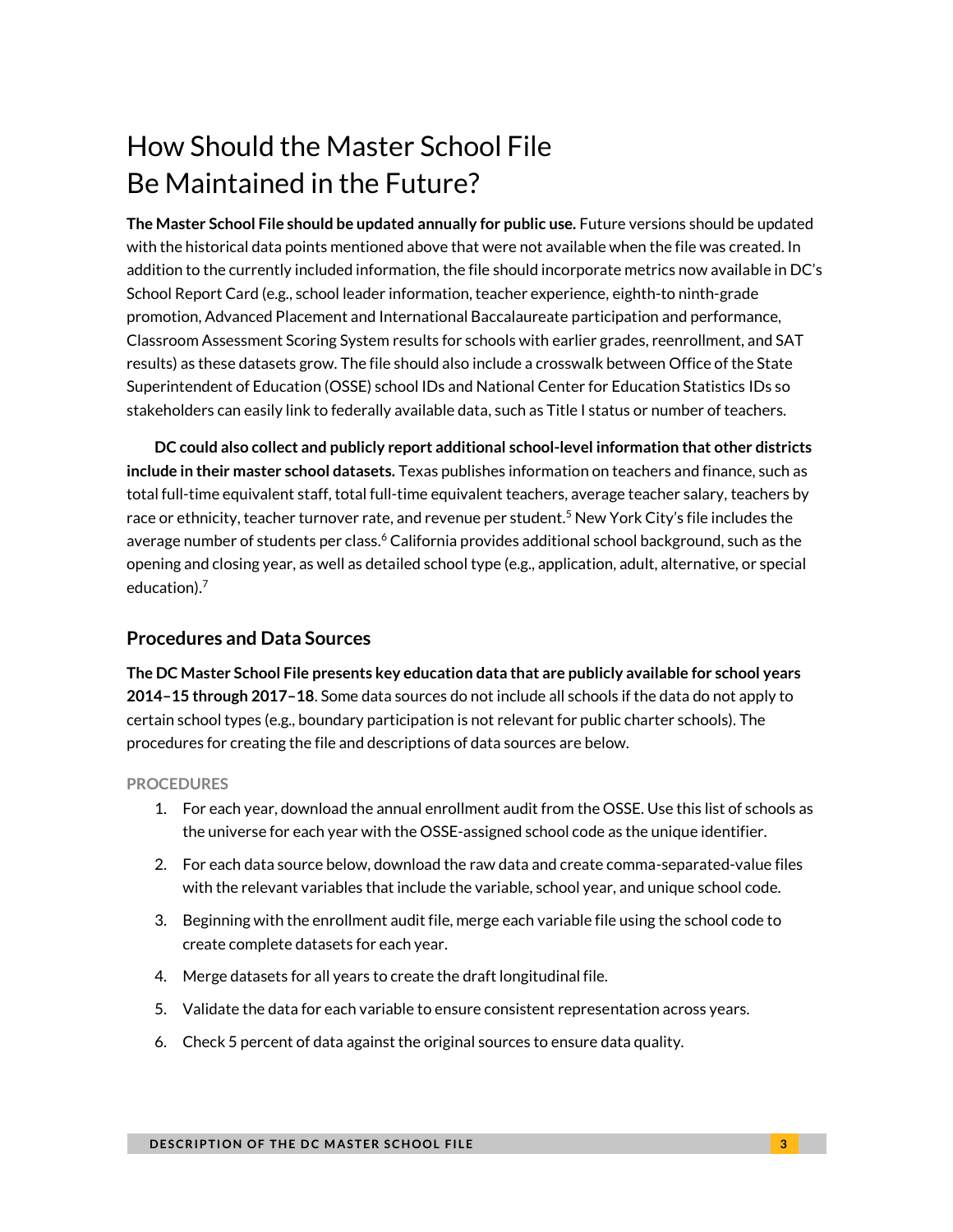# How Should the Master School File Be Maintained in the Future?

**The Master School File should be updated annually for public use.** Future versions should be updated with the historical data points mentioned above that were not available when the file was created. In addition to the currently included information, the file should incorporate metrics now available in DC's School Report Card (e.g., school leader information, teacher experience, eighth-to ninth-grade promotion, Advanced Placement and International Baccalaureate participation and performance, Classroom Assessment Scoring System results for schools with earlier grades, reenrollment, and SAT results) as these datasets grow. The file should also include a crosswalk between Office of the State Superintendent of Education (OSSE) school IDs and National Center for Education Statistics IDs so stakeholders can easily link to federally available data, such as Title I status or number of teachers.

**DC could also collect and publicly report additional school-level information that other districts include in their master school datasets.** Texas publishes information on teachers and finance, such as total full-time equivalent staff, total full-time equivalent teachers, average teacher salary, teachers by race or ethnicity, teacher turnover rate, and revenue per student.[5] New York City's file includes the average number of students per class.[6] California provides additional school background, such as the opening and closing year, as well as detailed school type (e.g., application, adult, alternative, or special education).[7]

## Procedures and Data Sources

**The DC Master School File presents key education data that are publicly available for school years 2014–15 through 2017–18**. Some data sources do not include all schools if the data do not apply to certain school types (e.g., boundary participation is not relevant for public charter schools). The procedures for creating the file and descriptions of data sources are below.

### PROCEDURES

1. For each year, download the annual enrollment audit from the OSSE. Use this list of schools as the universe for each year with the OSSE-assigned school code as the unique identifier.
2. For each data source below, download the raw data and create comma-separated-value files with the relevant variables that include the variable, school year, and unique school code.
3. Beginning with the enrollment audit file, merge each variable file using the school code to create complete datasets for each year.
4. Merge datasets for all years to create the draft longitudinal file.
5. Validate the data for each variable to ensure consistent representation across years.
6. Check 5 percent of data against the original sources to ensure data quality.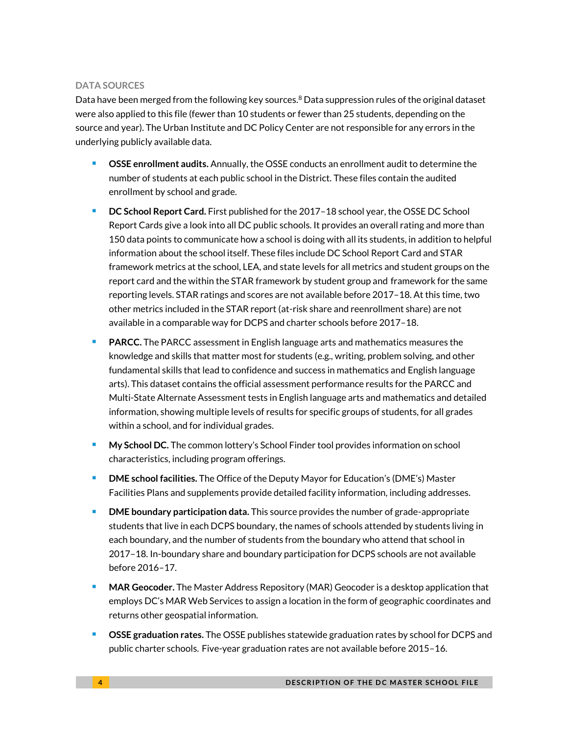### DATA SOURCES

Data have been merged from the following key sources.[8] Data suppression rules of the original dataset were also applied to this file (fewer than 10 students or fewer than 25 students, depending on the source and year). The Urban Institute and DC Policy Center are not responsible for any errors in the underlying publicly available data.

- **OSSE enrollment audits.** Annually, the OSSE conducts an enrollment audit to determine the number of students at each public school in the District. These files contain the audited enrollment by school and grade.
- **DC School Report Card.** First published for the 2017–18 school year, the OSSE DC School Report Cards give a look into all DC public schools. It provides an overall rating and more than 150 data points to communicate how a school is doing with all its students, in addition to helpful information about the school itself. These files include DC School Report Card and STAR framework metrics at the school, LEA, and state levels for all metrics and student groups on the report card and the within the STAR framework by student group and framework for the same reporting levels. STAR ratings and scores are not available before 2017–18. At this time, two other metrics included in the STAR report (at-risk share and reenrollment share) are not available in a comparable way for DCPS and charter schools before 2017–18.
- **PARCC.** The PARCC assessment in English language arts and mathematics measures the knowledge and skills that matter most for students (e.g., writing, problem solving, and other fundamental skills that lead to confidence and success in mathematics and English language arts). This dataset contains the official assessment performance results for the PARCC and Multi-State Alternate Assessment tests in English language arts and mathematics and detailed information, showing multiple levels of results for specific groups of students, for all grades within a school, and for individual grades.
- **My School DC.** The common lottery's School Finder tool provides information on school characteristics, including program offerings.
- **DME school facilities.** The Office of the Deputy Mayor for Education's (DME's) Master Facilities Plans and supplements provide detailed facility information, including addresses.
- **DME boundary participation data.** This source provides the number of grade-appropriate students that live in each DCPS boundary, the names of schools attended by students living in each boundary, and the number of students from the boundary who attend that school in 2017–18. In-boundary share and boundary participation for DCPS schools are not available before 2016–17.
- **MAR Geocoder.** The Master Address Repository (MAR) Geocoder is a desktop application that employs DC's MAR Web Services to assign a location in the form of geographic coordinates and returns other geospatial information.
- **OSSE graduation rates.** The OSSE publishes statewide graduation rates by school for DCPS and public charter schools. Five-year graduation rates are not available before 2015–16.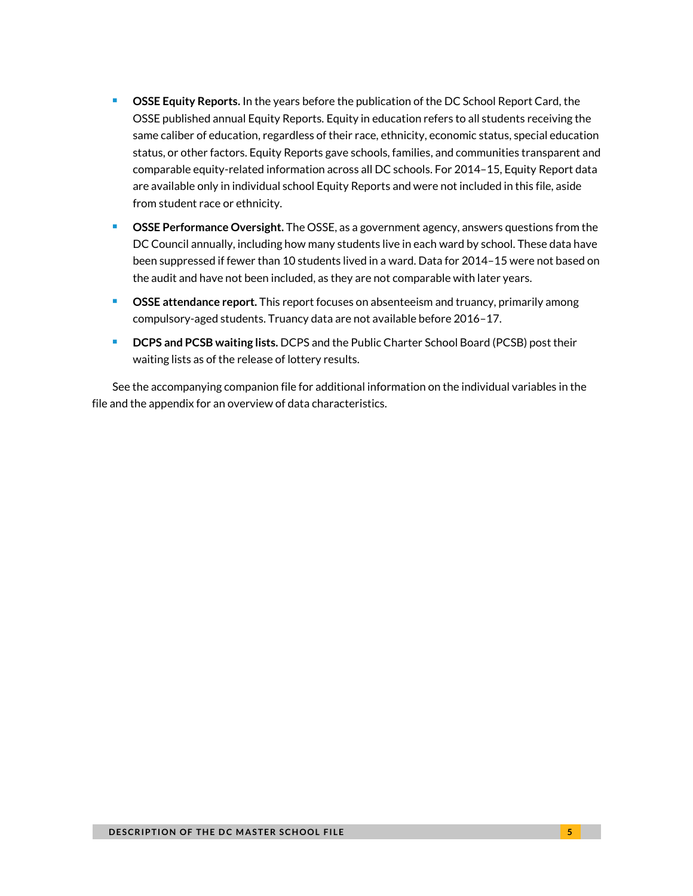- **OSSE Equity Reports.** In the years before the publication of the DC School Report Card, the OSSE published annual Equity Reports. Equity in education refers to all students receiving the same caliber of education, regardless of their race, ethnicity, economic status, special education status, or other factors. Equity Reports gave schools, families, and communities transparent and comparable equity-related information across all DC schools. For 2014–15, Equity Report data are available only in individual school Equity Reports and were not included in this file, aside from student race or ethnicity.
- **OSSE Performance Oversight.** The OSSE, as a government agency, answers questions from the DC Council annually, including how many students live in each ward by school. These data have been suppressed if fewer than 10 students lived in a ward. Data for 2014–15 were not based on the audit and have not been included, as they are not comparable with later years.
- **OSSE attendance report.** This report focuses on absenteeism and truancy, primarily among compulsory-aged students. Truancy data are not available before 2016–17.
- **DCPS and PCSB waiting lists.** DCPS and the Public Charter School Board (PCSB) post their waiting lists as of the release of lottery results.

See the accompanying companion file for additional information on the individual variables in the file and the appendix for an overview of data characteristics.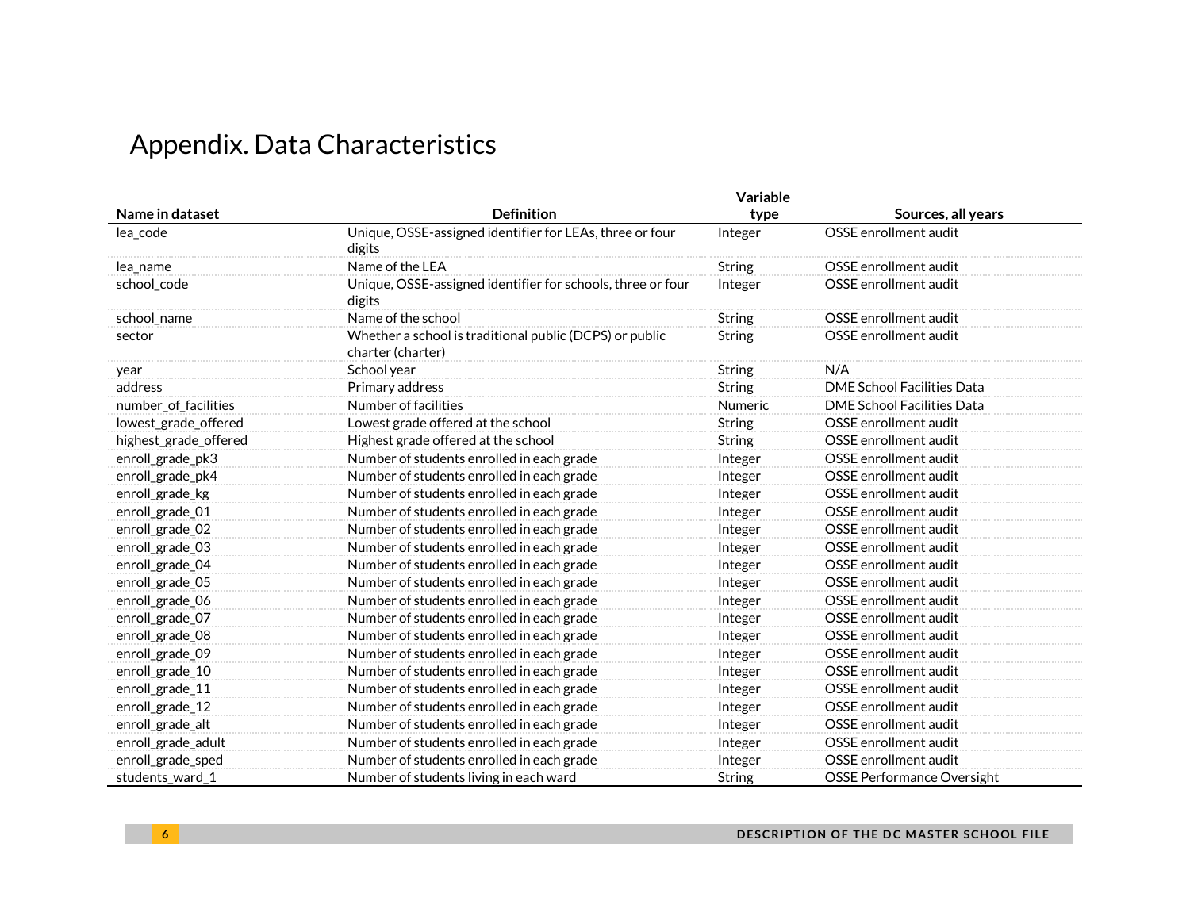# Appendix. Data Characteristics

| Name in dataset | Definition | Variable type | Sources, all years |
|---|---|---|---|
| lea_code | Unique, OSSE-assigned identifier for LEAs, three or four digits | Integer | OSSE enrollment audit |
| lea_name | Name of the LEA | String | OSSE enrollment audit |
| school_code | Unique, OSSE-assigned identifier for schools, three or four digits | Integer | OSSE enrollment audit |
| school_name | Name of the school | String | OSSE enrollment audit |
| sector | Whether a school is traditional public (DCPS) or public charter (charter) | String | OSSE enrollment audit |
| year | School year | String | N/A |
| address | Primary address | String | DME School Facilities Data |
| number_of_facilities | Number of facilities | Numeric | DME School Facilities Data |
| lowest_grade_offered | Lowest grade offered at the school | String | OSSE enrollment audit |
| highest_grade_offered | Highest grade offered at the school | String | OSSE enrollment audit |
| enroll_grade_pk3 | Number of students enrolled in each grade | Integer | OSSE enrollment audit |
| enroll_grade_pk4 | Number of students enrolled in each grade | Integer | OSSE enrollment audit |
| enroll_grade_kg | Number of students enrolled in each grade | Integer | OSSE enrollment audit |
| enroll_grade_01 | Number of students enrolled in each grade | Integer | OSSE enrollment audit |
| enroll_grade_02 | Number of students enrolled in each grade | Integer | OSSE enrollment audit |
| enroll_grade_03 | Number of students enrolled in each grade | Integer | OSSE enrollment audit |
| enroll_grade_04 | Number of students enrolled in each grade | Integer | OSSE enrollment audit |
| enroll_grade_05 | Number of students enrolled in each grade | Integer | OSSE enrollment audit |
| enroll_grade_06 | Number of students enrolled in each grade | Integer | OSSE enrollment audit |
| enroll_grade_07 | Number of students enrolled in each grade | Integer | OSSE enrollment audit |
| enroll_grade_08 | Number of students enrolled in each grade | Integer | OSSE enrollment audit |
| enroll_grade_09 | Number of students enrolled in each grade | Integer | OSSE enrollment audit |
| enroll_grade_10 | Number of students enrolled in each grade | Integer | OSSE enrollment audit |
| enroll_grade_11 | Number of students enrolled in each grade | Integer | OSSE enrollment audit |
| enroll_grade_12 | Number of students enrolled in each grade | Integer | OSSE enrollment audit |
| enroll_grade_alt | Number of students enrolled in each grade | Integer | OSSE enrollment audit |
| enroll_grade_adult | Number of students enrolled in each grade | Integer | OSSE enrollment audit |
| enroll_grade_sped | Number of students enrolled in each grade | Integer | OSSE enrollment audit |
| students_ward_1 | Number of students living in each ward | String | OSSE Performance Oversight |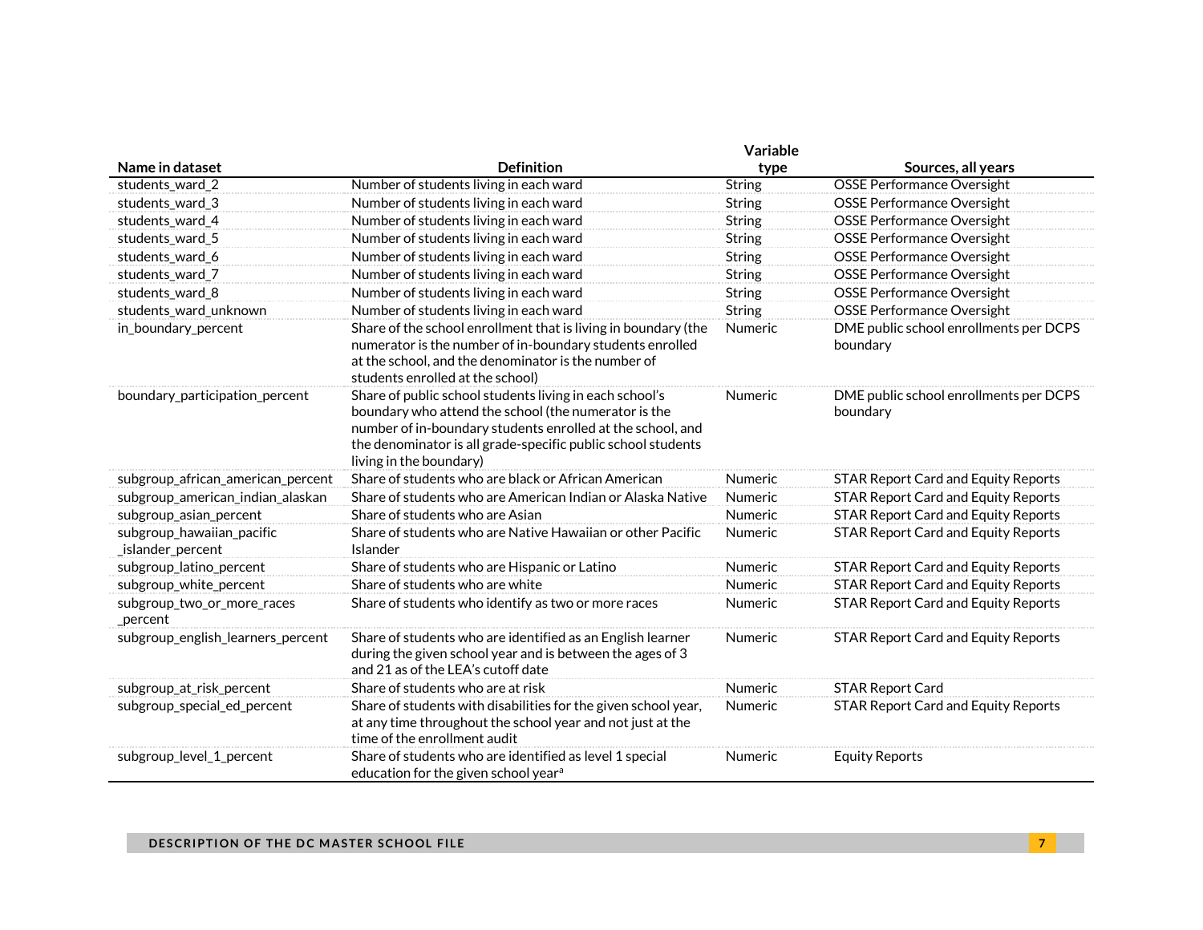| Name in dataset | Definition | Variable type | Sources, all years |
|---|---|---|---|
| students_ward_2 | Number of students living in each ward | String | OSSE Performance Oversight |
| students_ward_3 | Number of students living in each ward | String | OSSE Performance Oversight |
| students_ward_4 | Number of students living in each ward | String | OSSE Performance Oversight |
| students_ward_5 | Number of students living in each ward | String | OSSE Performance Oversight |
| students_ward_6 | Number of students living in each ward | String | OSSE Performance Oversight |
| students_ward_7 | Number of students living in each ward | String | OSSE Performance Oversight |
| students_ward_8 | Number of students living in each ward | String | OSSE Performance Oversight |
| students_ward_unknown | Number of students living in each ward | String | OSSE Performance Oversight |
| in_boundary_percent | Share of the school enrollment that is living in boundary (the numerator is the number of in-boundary students enrolled at the school, and the denominator is the number of students enrolled at the school) | Numeric | DME public school enrollments per DCPS boundary |
| boundary_participation_percent | Share of public school students living in each school's boundary who attend the school (the numerator is the number of in-boundary students enrolled at the school, and the denominator is all grade-specific public school students living in the boundary) | Numeric | DME public school enrollments per DCPS boundary |
| subgroup_african_american_percent | Share of students who are black or African American | Numeric | STAR Report Card and Equity Reports |
| subgroup_american_indian_alaskan | Share of students who are American Indian or Alaska Native | Numeric | STAR Report Card and Equity Reports |
| subgroup_asian_percent | Share of students who are Asian | Numeric | STAR Report Card and Equity Reports |
| subgroup_hawaiian_pacific_islander_percent | Share of students who are Native Hawaiian or other Pacific Islander | Numeric | STAR Report Card and Equity Reports |
| subgroup_latino_percent | Share of students who are Hispanic or Latino | Numeric | STAR Report Card and Equity Reports |
| subgroup_white_percent | Share of students who are white | Numeric | STAR Report Card and Equity Reports |
| subgroup_two_or_more_races_percent | Share of students who identify as two or more races | Numeric | STAR Report Card and Equity Reports |
| subgroup_english_learners_percent | Share of students who are identified as an English learner during the given school year and is between the ages of 3 and 21 as of the LEA's cutoff date | Numeric | STAR Report Card and Equity Reports |
| subgroup_at_risk_percent | Share of students who are at risk | Numeric | STAR Report Card |
| subgroup_special_ed_percent | Share of students with disabilities for the given school year, at any time throughout the school year and not just at the time of the enrollment audit | Numeric | STAR Report Card and Equity Reports |
| subgroup_level_1_percent | Share of students who are identified as level 1 special education for the given school year[a] | Numeric | Equity Reports |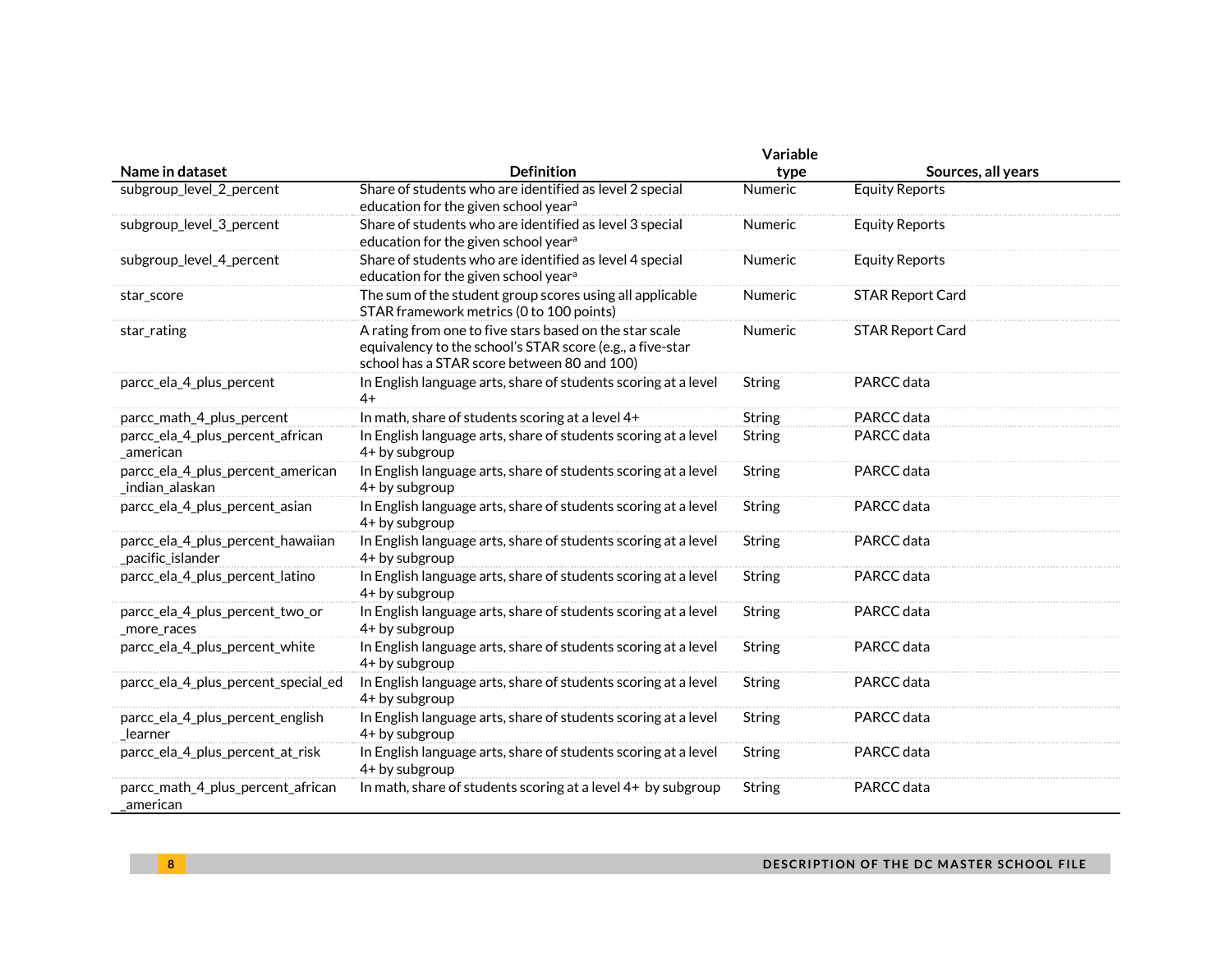| Name in dataset | Definition | Variable type | Sources, all years |
|---|---|---|---|
| subgroup_level_2_percent | Share of students who are identified as level 2 special education for the given school year[a] | Numeric | Equity Reports |
| subgroup_level_3_percent | Share of students who are identified as level 3 special education for the given school year[a] | Numeric | Equity Reports |
| subgroup_level_4_percent | Share of students who are identified as level 4 special education for the given school year[a] | Numeric | Equity Reports |
| star_score | The sum of the student group scores using all applicable STAR framework metrics (0 to 100 points) | Numeric | STAR Report Card |
| star_rating | A rating from one to five stars based on the star scale equivalency to the school's STAR score (e.g., a five-star school has a STAR score between 80 and 100) | Numeric | STAR Report Card |
| parcc_ela_4_plus_percent | In English language arts, share of students scoring at a level 4+ | String | PARCC data |
| parcc_math_4_plus_percent | In math, share of students scoring at a level 4+ | String | PARCC data |
| parcc_ela_4_plus_percent_african_american | In English language arts, share of students scoring at a level 4+ by subgroup | String | PARCC data |
| parcc_ela_4_plus_percent_american_indian_alaskan | In English language arts, share of students scoring at a level 4+ by subgroup | String | PARCC data |
| parcc_ela_4_plus_percent_asian | In English language arts, share of students scoring at a level 4+ by subgroup | String | PARCC data |
| parcc_ela_4_plus_percent_hawaiian_pacific_islander | In English language arts, share of students scoring at a level 4+ by subgroup | String | PARCC data |
| parcc_ela_4_plus_percent_latino | In English language arts, share of students scoring at a level 4+ by subgroup | String | PARCC data |
| parcc_ela_4_plus_percent_two_or_more_races | In English language arts, share of students scoring at a level 4+ by subgroup | String | PARCC data |
| parcc_ela_4_plus_percent_white | In English language arts, share of students scoring at a level 4+ by subgroup | String | PARCC data |
| parcc_ela_4_plus_percent_special_ed | In English language arts, share of students scoring at a level 4+ by subgroup | String | PARCC data |
| parcc_ela_4_plus_percent_english_learner | In English language arts, share of students scoring at a level 4+ by subgroup | String | PARCC data |
| parcc_ela_4_plus_percent_at_risk | In English language arts, share of students scoring at a level 4+ by subgroup | String | PARCC data |
| parcc_math_4_plus_percent_african_american | In math, share of students scoring at a level 4+ by subgroup | String | PARCC data |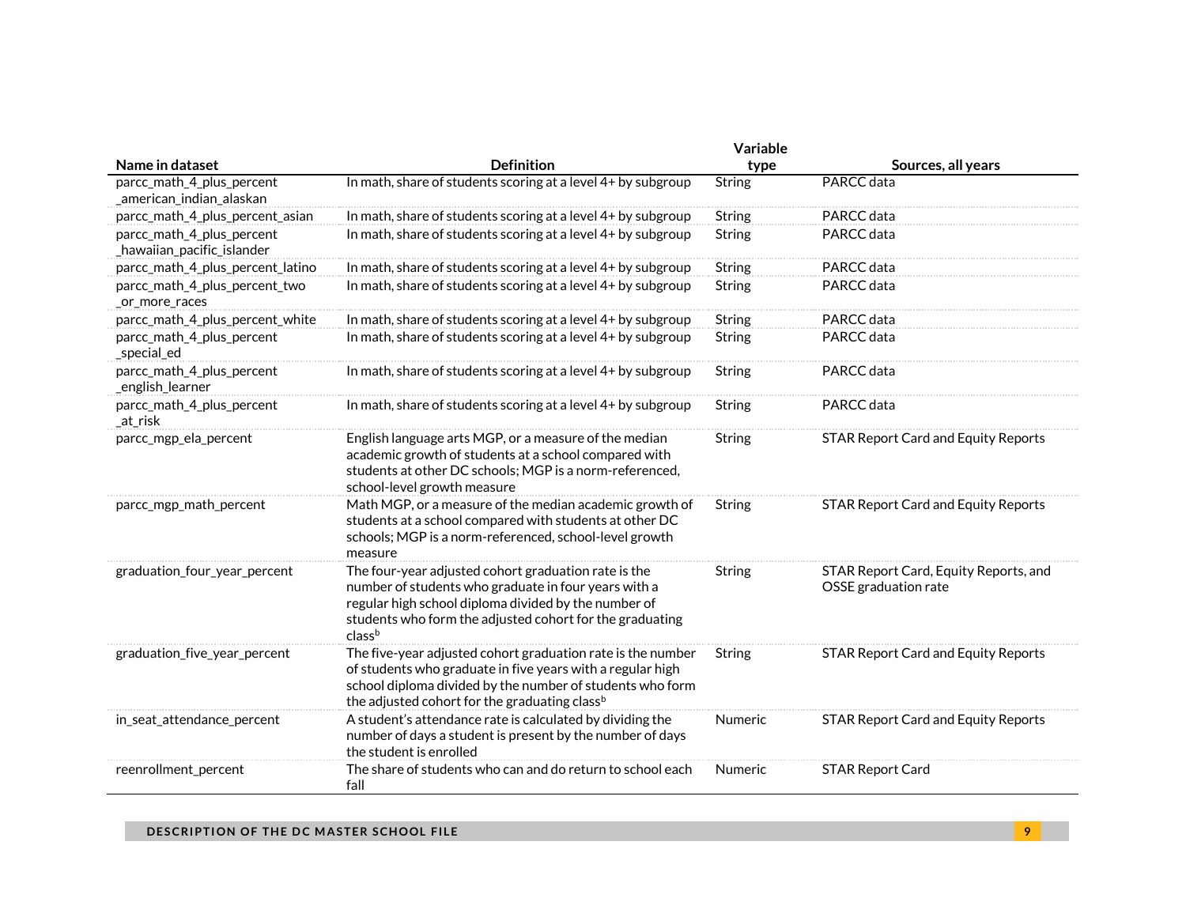| Name in dataset | Definition | Variable type | Sources, all years |
|---|---|---|---|
| parcc_math_4_plus_percent_american_indian_alaskan | In math, share of students scoring at a level 4+ by subgroup | String | PARCC data |
| parcc_math_4_plus_percent_asian | In math, share of students scoring at a level 4+ by subgroup | String | PARCC data |
| parcc_math_4_plus_percent_hawaiian_pacific_islander | In math, share of students scoring at a level 4+ by subgroup | String | PARCC data |
| parcc_math_4_plus_percent_latino | In math, share of students scoring at a level 4+ by subgroup | String | PARCC data |
| parcc_math_4_plus_percent_two_or_more_races | In math, share of students scoring at a level 4+ by subgroup | String | PARCC data |
| parcc_math_4_plus_percent_white | In math, share of students scoring at a level 4+ by subgroup | String | PARCC data |
| parcc_math_4_plus_percent_special_ed | In math, share of students scoring at a level 4+ by subgroup | String | PARCC data |
| parcc_math_4_plus_percent_english_learner | In math, share of students scoring at a level 4+ by subgroup | String | PARCC data |
| parcc_math_4_plus_percent_at_risk | In math, share of students scoring at a level 4+ by subgroup | String | PARCC data |
| parcc_mgp_ela_percent | English language arts MGP, or a measure of the median academic growth of students at a school compared with students at other DC schools; MGP is a norm-referenced, school-level growth measure | String | STAR Report Card and Equity Reports |
| parcc_mgp_math_percent | Math MGP, or a measure of the median academic growth of students at a school compared with students at other DC schools; MGP is a norm-referenced, school-level growth measure | String | STAR Report Card and Equity Reports |
| graduation_four_year_percent | The four-year adjusted cohort graduation rate is the number of students who graduate in four years with a regular high school diploma divided by the number of students who form the adjusted cohort for the graduating class[b] | String | STAR Report Card, Equity Reports, and OSSE graduation rate |
| graduation_five_year_percent | The five-year adjusted cohort graduation rate is the number of students who graduate in five years with a regular high school diploma divided by the number of students who form the adjusted cohort for the graduating class[b] | String | STAR Report Card and Equity Reports |
| in_seat_attendance_percent | A student's attendance rate is calculated by dividing the number of days a student is present by the number of days the student is enrolled | Numeric | STAR Report Card and Equity Reports |
| reenrollment_percent | The share of students who can and do return to school each fall | Numeric | STAR Report Card |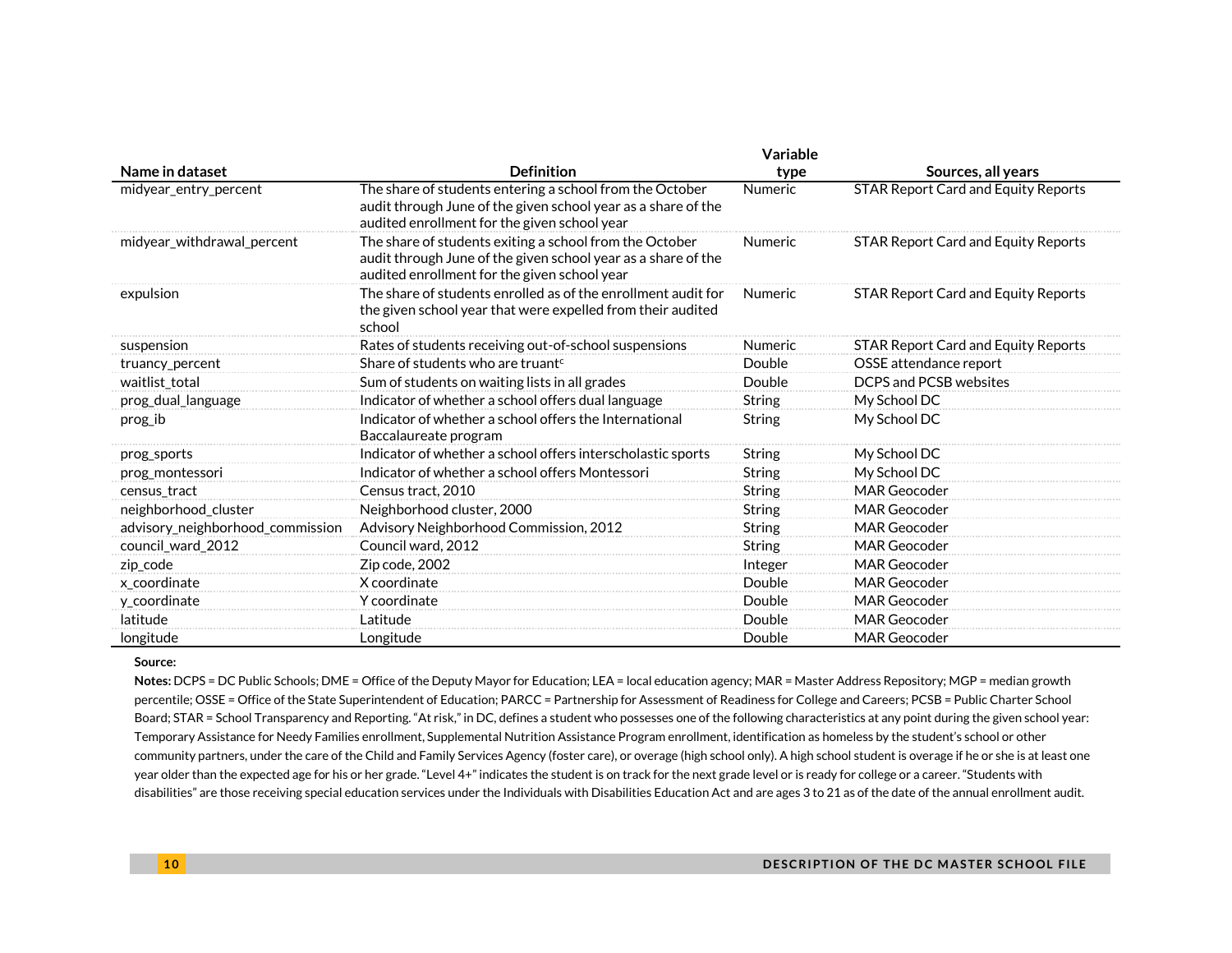| Name in dataset | Definition | Variable type | Sources, all years |
|---|---|---|---|
| midyear_entry_percent | The share of students entering a school from the October audit through June of the given school year as a share of the audited enrollment for the given school year | Numeric | STAR Report Card and Equity Reports |
| midyear_withdrawal_percent | The share of students exiting a school from the October audit through June of the given school year as a share of the audited enrollment for the given school year | Numeric | STAR Report Card and Equity Reports |
| expulsion | The share of students enrolled as of the enrollment audit for the given school year that were expelled from their audited school | Numeric | STAR Report Card and Equity Reports |
| suspension | Rates of students receiving out-of-school suspensions | Numeric | STAR Report Card and Equity Reports |
| truancy_percent | Share of students who are truant[c] | Double | OSSE attendance report |
| waitlist_total | Sum of students on waiting lists in all grades | Double | DCPS and PCSB websites |
| prog_dual_language | Indicator of whether a school offers dual language | String | My School DC |
| prog_ib | Indicator of whether a school offers the International Baccalaureate program | String | My School DC |
| prog_sports | Indicator of whether a school offers interscholastic sports | String | My School DC |
| prog_montessori | Indicator of whether a school offers Montessori | String | My School DC |
| census_tract | Census tract, 2010 | String | MAR Geocoder |
| neighborhood_cluster | Neighborhood cluster, 2000 | String | MAR Geocoder |
| advisory_neighborhood_commission | Advisory Neighborhood Commission, 2012 | String | MAR Geocoder |
| council_ward_2012 | Council ward, 2012 | String | MAR Geocoder |
| zip_code | Zip code, 2002 | Integer | MAR Geocoder |
| x_coordinate | X coordinate | Double | MAR Geocoder |
| y_coordinate | Y coordinate | Double | MAR Geocoder |
| latitude | Latitude | Double | MAR Geocoder |
| longitude | Longitude | Double | MAR Geocoder |

**Source:**

**Notes:** DCPS = DC Public Schools; DME = Office of the Deputy Mayor for Education; LEA = local education agency; MAR = Master Address Repository; MGP = median growth percentile; OSSE = Office of the State Superintendent of Education; PARCC = Partnership for Assessment of Readiness for College and Careers; PCSB = Public Charter School Board; STAR = School Transparency and Reporting. "At risk," in DC, defines a student who possesses one of the following characteristics at any point during the given school year: Temporary Assistance for Needy Families enrollment, Supplemental Nutrition Assistance Program enrollment, identification as homeless by the student's school or other community partners, under the care of the Child and Family Services Agency (foster care), or overage (high school only). A high school student is overage if he or she is at least one year older than the expected age for his or her grade. "Level 4+" indicates the student is on track for the next grade level or is ready for college or a career. "Students with disabilities" are those receiving special education services under the Individuals with Disabilities Education Act and are ages 3 to 21 as of the date of the annual enrollment audit.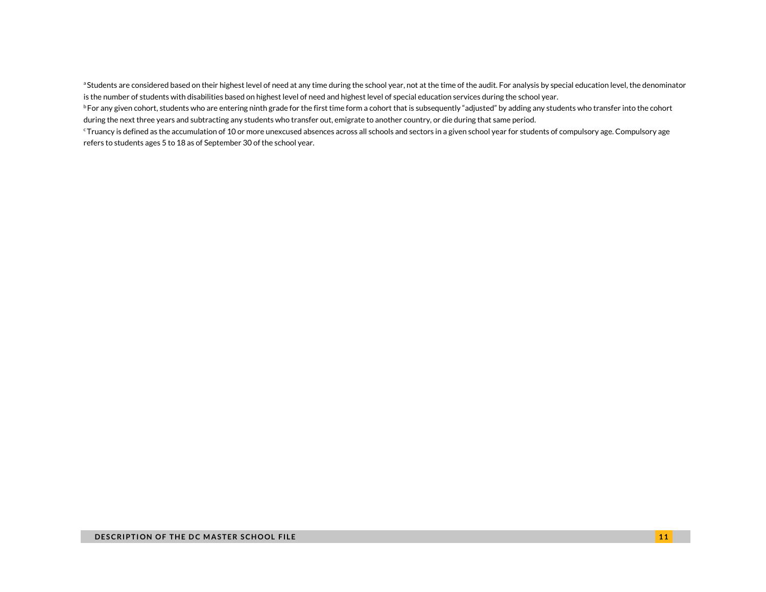[a] Students are considered based on their highest level of need at any time during the school year, not at the time of the audit. For analysis by special education level, the denominator is the number of students with disabilities based on highest level of need and highest level of special education services during the school year.

[b] For any given cohort, students who are entering ninth grade for the first time form a cohort that is subsequently "adjusted" by adding any students who transfer into the cohort during the next three years and subtracting any students who transfer out, emigrate to another country, or die during that same period.

[c] Truancy is defined as the accumulation of 10 or more unexcused absences across all schools and sectors in a given school year for students of compulsory age. Compulsory age refers to students ages 5 to 18 as of September 30 of the school year.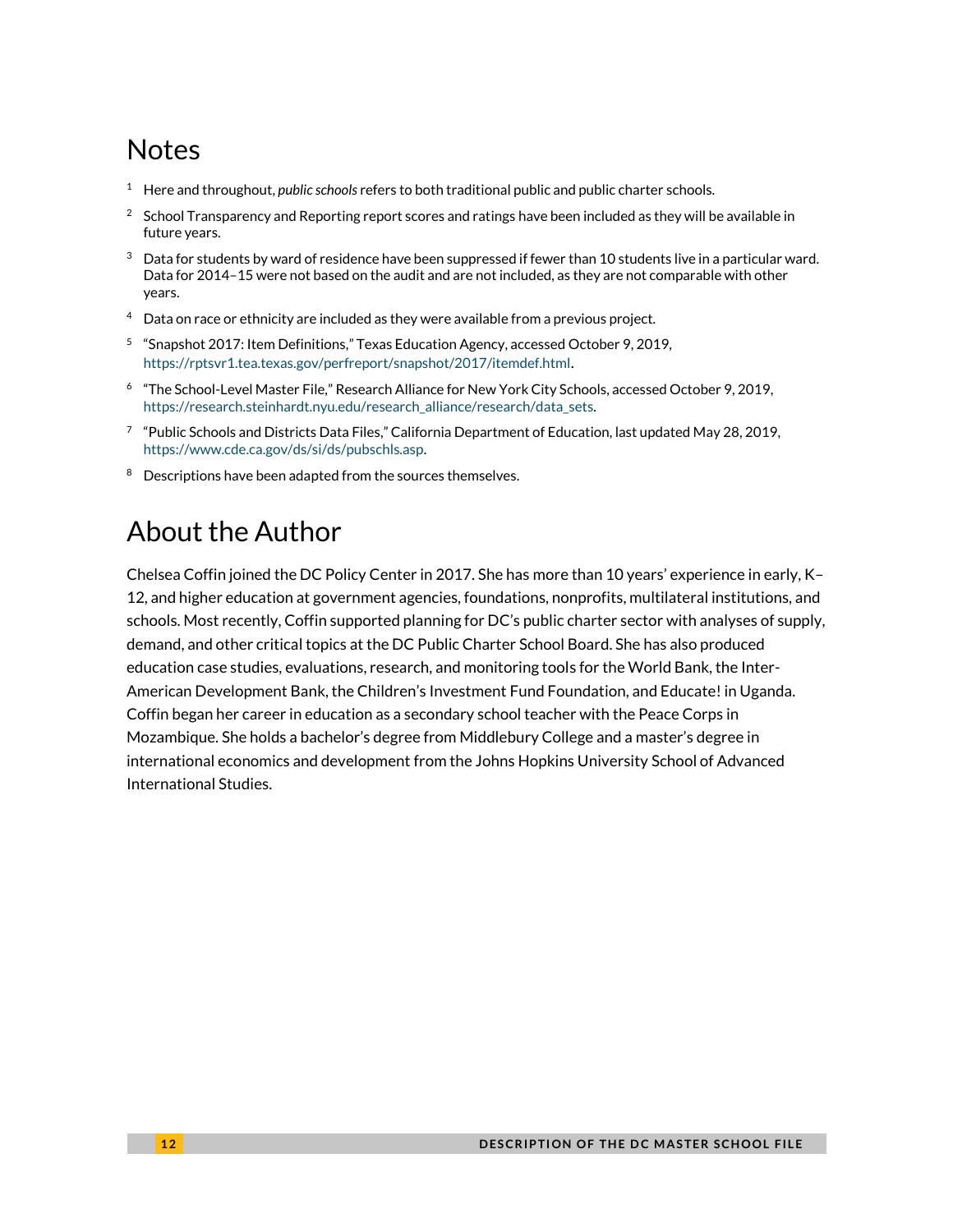## Notes

[1] Here and throughout, *public schools* refers to both traditional public and public charter schools.

[2] School Transparency and Reporting report scores and ratings have been included as they will be available in future years.

[3] Data for students by ward of residence have been suppressed if fewer than 10 students live in a particular ward. Data for 2014–15 were not based on the audit and are not included, as they are not comparable with other years.

[4] Data on race or ethnicity are included as they were available from a previous project.

[5] "Snapshot 2017: Item Definitions," Texas Education Agency, accessed October 9, 2019, https://rptsvr1.tea.texas.gov/perfreport/snapshot/2017/itemdef.html.

[6] "The School-Level Master File," Research Alliance for New York City Schools, accessed October 9, 2019, https://research.steinhardt.nyu.edu/research_alliance/research/data_sets.

[7] "Public Schools and Districts Data Files," California Department of Education, last updated May 28, 2019, https://www.cde.ca.gov/ds/si/ds/pubschls.asp.

[8] Descriptions have been adapted from the sources themselves.

## About the Author

Chelsea Coffin joined the DC Policy Center in 2017. She has more than 10 years' experience in early, K–12, and higher education at government agencies, foundations, nonprofits, multilateral institutions, and schools. Most recently, Coffin supported planning for DC's public charter sector with analyses of supply, demand, and other critical topics at the DC Public Charter School Board. She has also produced education case studies, evaluations, research, and monitoring tools for the World Bank, the Inter-American Development Bank, the Children's Investment Fund Foundation, and Educate! in Uganda. Coffin began her career in education as a secondary school teacher with the Peace Corps in Mozambique. She holds a bachelor's degree from Middlebury College and a master's degree in international economics and development from the Johns Hopkins University School of Advanced International Studies.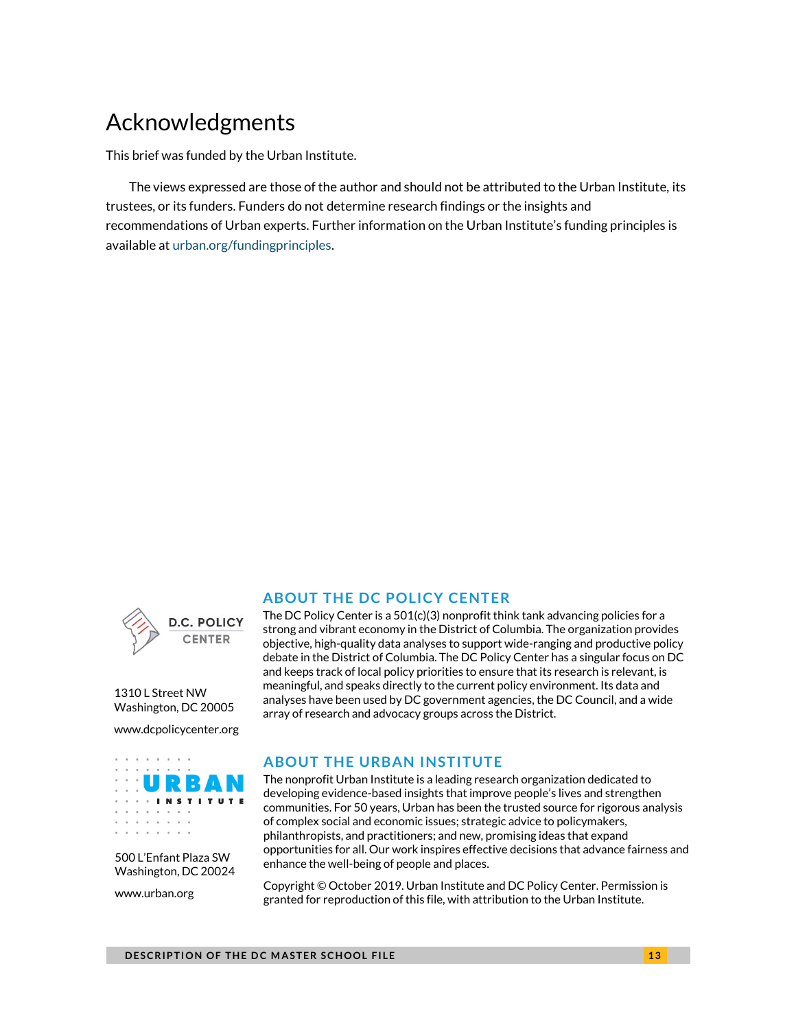# Acknowledgments

This brief was funded by the Urban Institute.

The views expressed are those of the author and should not be attributed to the Urban Institute, its trustees, or its funders. Funders do not determine research findings or the insights and recommendations of Urban experts. Further information on the Urban Institute's funding principles is available at urban.org/fundingprinciples.

D.C. POLICY CENTER

1310 L Street NW
Washington, DC 20005

www.dcpolicycenter.org

## ABOUT THE DC POLICY CENTER

The DC Policy Center is a 501(c)(3) nonprofit think tank advancing policies for a strong and vibrant economy in the District of Columbia. The organization provides objective, high-quality data analyses to support wide-ranging and productive policy debate in the District of Columbia. The DC Policy Center has a singular focus on DC and keeps track of local policy priorities to ensure that its research is relevant, is meaningful, and speaks directly to the current policy environment. Its data and analyses have been used by DC government agencies, the DC Council, and a wide array of research and advocacy groups across the District.

URBAN INSTITUTE

500 L'Enfant Plaza SW
Washington, DC 20024

www.urban.org

## ABOUT THE URBAN INSTITUTE

The nonprofit Urban Institute is a leading research organization dedicated to developing evidence-based insights that improve people's lives and strengthen communities. For 50 years, Urban has been the trusted source for rigorous analysis of complex social and economic issues; strategic advice to policymakers, philanthropists, and practitioners; and new, promising ideas that expand opportunities for all. Our work inspires effective decisions that advance fairness and enhance the well-being of people and places.

Copyright © October 2019. Urban Institute and DC Policy Center. Permission is granted for reproduction of this file, with attribution to the Urban Institute.